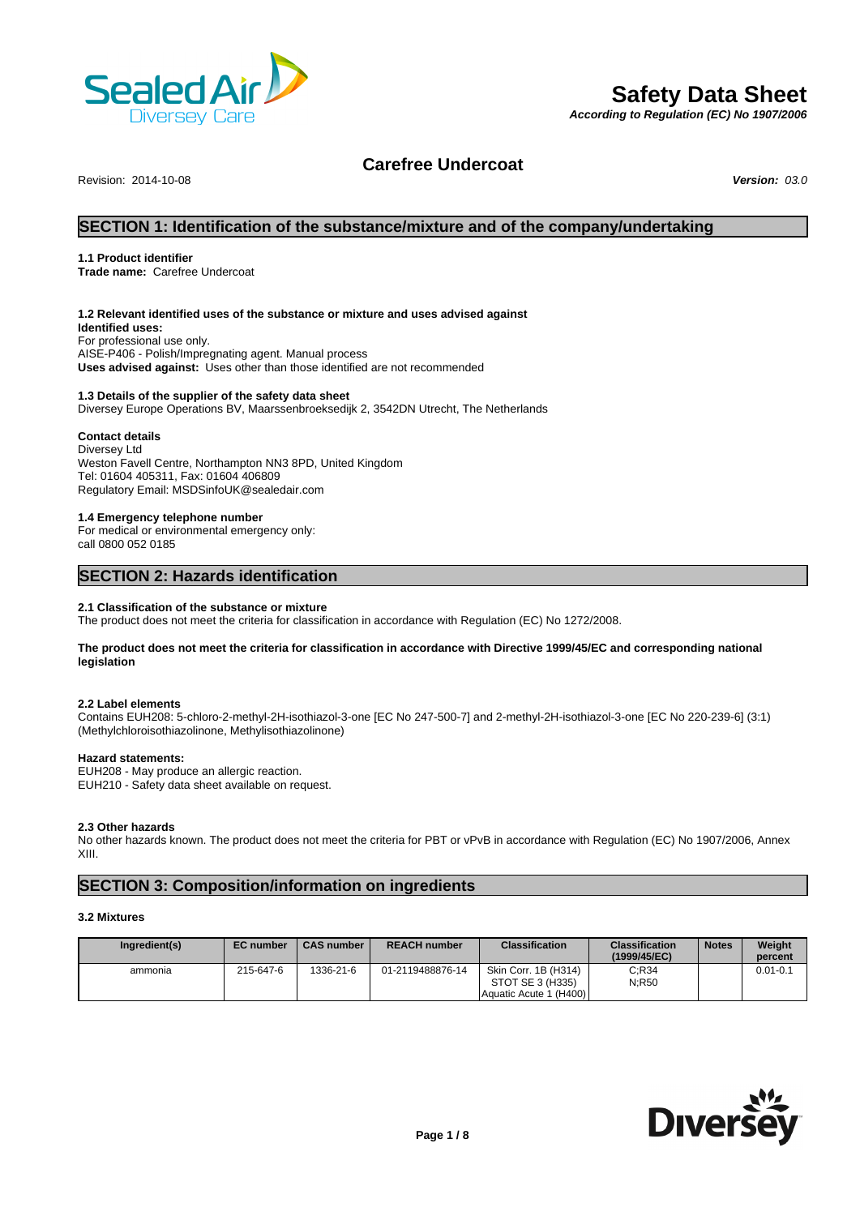# Safety Data Sheet

***According to Regulation (EC) No 1907/2006***

## Carefree Undercoat

Revision: 2014-10-08 ***Version:*** *03.0*

## SECTION 1: Identification of the substance/mixture and of the company/undertaking

**1.1 Product identifier**
**Trade name:** Carefree Undercoat

**1.2 Relevant identified uses of the substance or mixture and uses advised against**
**Identified uses:**
For professional use only.
AISE-P406 - Polish/Impregnating agent. Manual process
**Uses advised against:** Uses other than those identified are not recommended

**1.3 Details of the supplier of the safety data sheet**
Diversey Europe Operations BV, Maarssenbroeksedijk 2, 3542DN Utrecht, The Netherlands

**Contact details**
Diversey Ltd
Weston Favell Centre, Northampton NN3 8PD, United Kingdom
Tel: 01604 405311, Fax: 01604 406809
Regulatory Email: MSDSinfoUK@sealedair.com

**1.4 Emergency telephone number**
For medical or environmental emergency only:
call 0800 052 0185

## SECTION 2: Hazards identification

**2.1 Classification of the substance or mixture**
The product does not meet the criteria for classification in accordance with Regulation (EC) No 1272/2008.

**The product does not meet the criteria for classification in accordance with Directive 1999/45/EC and corresponding national legislation**

**2.2 Label elements**
Contains EUH208: 5-chloro-2-methyl-2H-isothiazol-3-one [EC No 247-500-7] and 2-methyl-2H-isothiazol-3-one [EC No 220-239-6] (3:1) (Methylchloroisothiazolinone, Methylisothiazolinone)

**Hazard statements:**
EUH208 - May produce an allergic reaction.
EUH210 - Safety data sheet available on request.

**2.3 Other hazards**
No other hazards known. The product does not meet the criteria for PBT or vPvB in accordance with Regulation (EC) No 1907/2006, Annex XIII.

## SECTION 3: Composition/information on ingredients

**3.2 Mixtures**

| Ingredient(s) | EC number | CAS number | REACH number | Classification | Classification (1999/45/EC) | Notes | Weight percent |
|---|---|---|---|---|---|---|---|
| ammonia | 215-647-6 | 1336-21-6 | 01-2119488876-14 | Skin Corr. 1B (H314) STOT SE 3 (H335) Aquatic Acute 1 (H400) | C;R34 N;R50 | | 0.01-0.1 |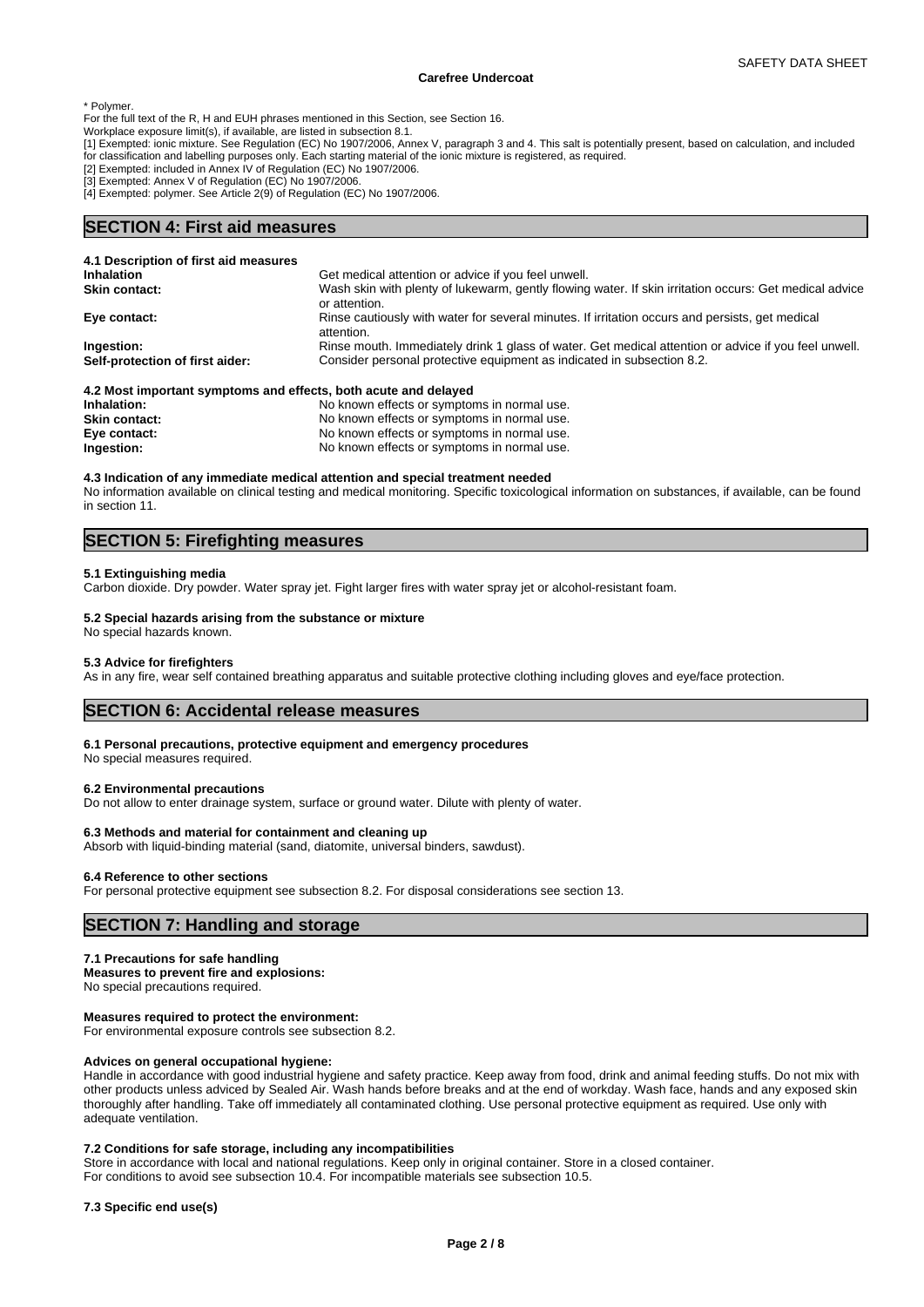\* Polymer.
For the full text of the R, H and EUH phrases mentioned in this Section, see Section 16.
Workplace exposure limit(s), if available, are listed in subsection 8.1.
[1] Exempted: ionic mixture. See Regulation (EC) No 1907/2006, Annex V, paragraph 3 and 4. This salt is potentially present, based on calculation, and included for classification and labelling purposes only. Each starting material of the ionic mixture is registered, as required.
[2] Exempted: included in Annex IV of Regulation (EC) No 1907/2006.
[3] Exempted: Annex V of Regulation (EC) No 1907/2006.
[4] Exempted: polymer. See Article 2(9) of Regulation (EC) No 1907/2006.

## SECTION 4: First aid measures

**4.1 Description of first aid measures**

| | |
|---|---|
| **Inhalation** | Get medical attention or advice if you feel unwell. |
| **Skin contact:** | Wash skin with plenty of lukewarm, gently flowing water. If skin irritation occurs: Get medical advice or attention. |
| **Eye contact:** | Rinse cautiously with water for several minutes. If irritation occurs and persists, get medical attention. |
| **Ingestion:** | Rinse mouth. Immediately drink 1 glass of water. Get medical attention or advice if you feel unwell. |
| **Self-protection of first aider:** | Consider personal protective equipment as indicated in subsection 8.2. |

**4.2 Most important symptoms and effects, both acute and delayed**

| | |
|---|---|
| **Inhalation:** | No known effects or symptoms in normal use. |
| **Skin contact:** | No known effects or symptoms in normal use. |
| **Eye contact:** | No known effects or symptoms in normal use. |
| **Ingestion:** | No known effects or symptoms in normal use. |

**4.3 Indication of any immediate medical attention and special treatment needed**
No information available on clinical testing and medical monitoring. Specific toxicological information on substances, if available, can be found in section 11.

## SECTION 5: Firefighting measures

**5.1 Extinguishing media**
Carbon dioxide. Dry powder. Water spray jet. Fight larger fires with water spray jet or alcohol-resistant foam.

**5.2 Special hazards arising from the substance or mixture**
No special hazards known.

**5.3 Advice for firefighters**
As in any fire, wear self contained breathing apparatus and suitable protective clothing including gloves and eye/face protection.

## SECTION 6: Accidental release measures

**6.1 Personal precautions, protective equipment and emergency procedures**
No special measures required.

**6.2 Environmental precautions**
Do not allow to enter drainage system, surface or ground water. Dilute with plenty of water.

**6.3 Methods and material for containment and cleaning up**
Absorb with liquid-binding material (sand, diatomite, universal binders, sawdust).

**6.4 Reference to other sections**
For personal protective equipment see subsection 8.2. For disposal considerations see section 13.

## SECTION 7: Handling and storage

**7.1 Precautions for safe handling**
**Measures to prevent fire and explosions:**
No special precautions required.

**Measures required to protect the environment:**
For environmental exposure controls see subsection 8.2.

**Advices on general occupational hygiene:**
Handle in accordance with good industrial hygiene and safety practice. Keep away from food, drink and animal feeding stuffs. Do not mix with other products unless adviced by Sealed Air. Wash hands before breaks and at the end of workday. Wash face, hands and any exposed skin thoroughly after handling. Take off immediately all contaminated clothing. Use personal protective equipment as required. Use only with adequate ventilation.

**7.2 Conditions for safe storage, including any incompatibilities**
Store in accordance with local and national regulations. Keep only in original container. Store in a closed container.
For conditions to avoid see subsection 10.4. For incompatible materials see subsection 10.5.

**7.3 Specific end use(s)**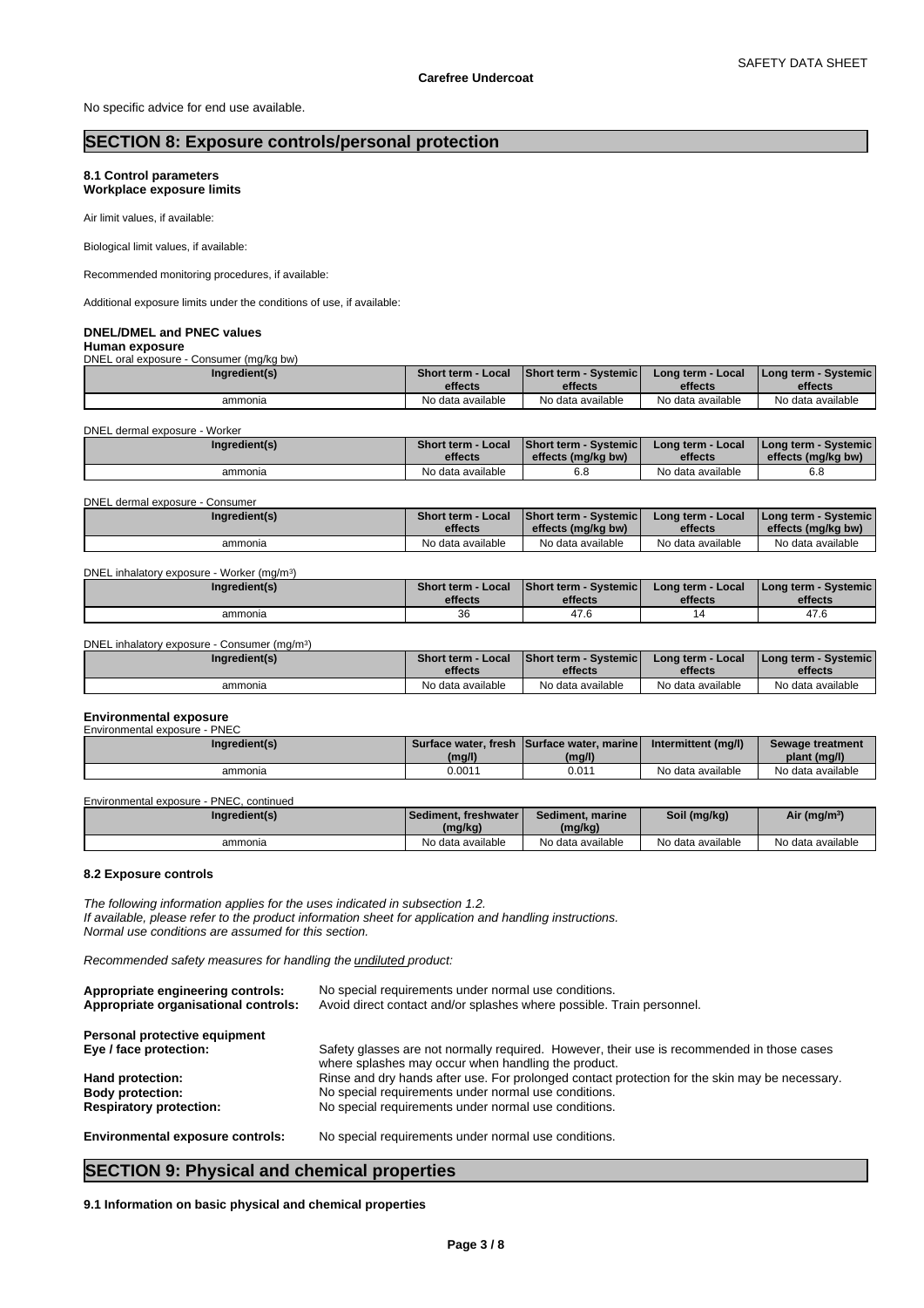No specific advice for end use available.

## SECTION 8: Exposure controls/personal protection

**8.1 Control parameters**
**Workplace exposure limits**

Air limit values, if available:

Biological limit values, if available:

Recommended monitoring procedures, if available:

Additional exposure limits under the conditions of use, if available:

**DNEL/DMEL and PNEC values**
**Human exposure**

DNEL oral exposure - Consumer (mg/kg bw)

| Ingredient(s) | Short term - Local effects | Short term - Systemic effects | Long term - Local effects | Long term - Systemic effects |
|---|---|---|---|---|
| ammonia | No data available | No data available | No data available | No data available |

DNEL dermal exposure - Worker

| Ingredient(s) | Short term - Local effects | Short term - Systemic effects (mg/kg bw) | Long term - Local effects | Long term - Systemic effects (mg/kg bw) |
|---|---|---|---|---|
| ammonia | No data available | 6.8 | No data available | 6.8 |

DNEL dermal exposure - Consumer

| Ingredient(s) | Short term - Local effects | Short term - Systemic effects (mg/kg bw) | Long term - Local effects | Long term - Systemic effects (mg/kg bw) |
|---|---|---|---|---|
| ammonia | No data available | No data available | No data available | No data available |

DNEL inhalatory exposure - Worker (mg/m³)

| Ingredient(s) | Short term - Local effects | Short term - Systemic effects | Long term - Local effects | Long term - Systemic effects |
|---|---|---|---|---|
| ammonia | 36 | 47.6 | 14 | 47.6 |

DNEL inhalatory exposure - Consumer (mg/m³)

| Ingredient(s) | Short term - Local effects | Short term - Systemic effects | Long term - Local effects | Long term - Systemic effects |
|---|---|---|---|---|
| ammonia | No data available | No data available | No data available | No data available |

**Environmental exposure**

Environmental exposure - PNEC

| Ingredient(s) | Surface water, fresh (mg/l) | Surface water, marine (mg/l) | Intermittent (mg/l) | Sewage treatment plant (mg/l) |
|---|---|---|---|---|
| ammonia | 0.0011 | 0.011 | No data available | No data available |

Environmental exposure - PNEC, continued

| Ingredient(s) | Sediment, freshwater (mg/kg) | Sediment, marine (mg/kg) | Soil (mg/kg) | Air (mg/m³) |
|---|---|---|---|---|
| ammonia | No data available | No data available | No data available | No data available |

**8.2 Exposure controls**

*The following information applies for the uses indicated in subsection 1.2.*
*If available, please refer to the product information sheet for application and handling instructions.*
*Normal use conditions are assumed for this section.*

*Recommended safety measures for handling the undiluted product:*

**Appropriate engineering controls:** No special requirements under normal use conditions.
**Appropriate organisational controls:** Avoid direct contact and/or splashes where possible. Train personnel.

**Personal protective equipment**
**Eye / face protection:** Safety glasses are not normally required. However, their use is recommended in those cases where splashes may occur when handling the product.
**Hand protection:** Rinse and dry hands after use. For prolonged contact protection for the skin may be necessary.
**Body protection:** No special requirements under normal use conditions.
**Respiratory protection:** No special requirements under normal use conditions.

**Environmental exposure controls:** No special requirements under normal use conditions.

## SECTION 9: Physical and chemical properties

**9.1 Information on basic physical and chemical properties**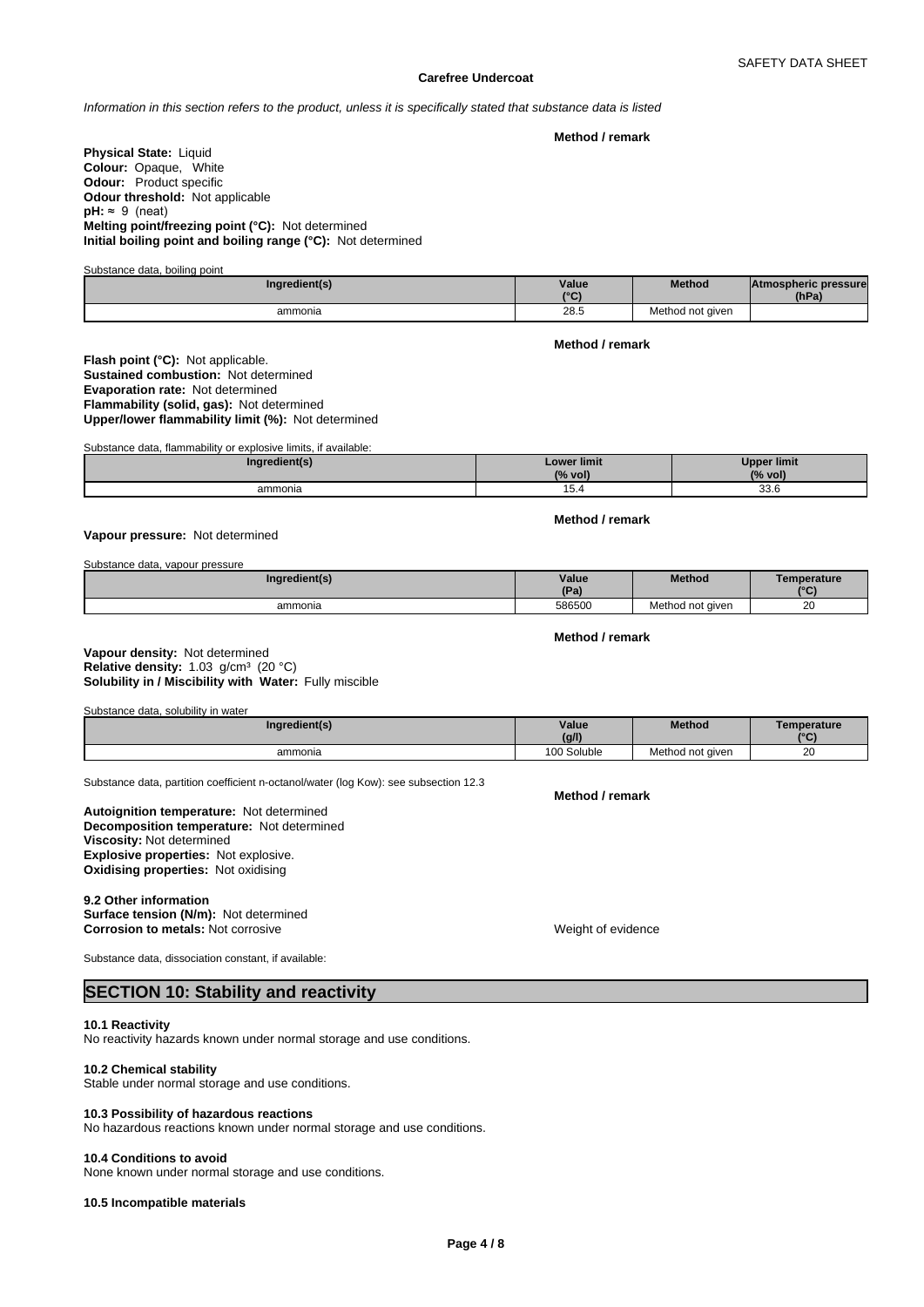**Carefree Undercoat**

*Information in this section refers to the product, unless it is specifically stated that substance data is listed*

**Method / remark**

**Physical State:** Liquid
**Colour:** Opaque, White
**Odour:** Product specific
**Odour threshold:** Not applicable
**pH:** ≈ 9 (neat)
**Melting point/freezing point (°C):** Not determined
**Initial boiling point and boiling range (°C):** Not determined

Substance data, boiling point

| Ingredient(s) | Value (°C) | Method | Atmospheric pressure (hPa) |
|---|---|---|---|
| ammonia | 28.5 | Method not given | |

**Method / remark**

**Flash point (°C):** Not applicable.
**Sustained combustion:** Not determined
**Evaporation rate:** Not determined
**Flammability (solid, gas):** Not determined
**Upper/lower flammability limit (%):** Not determined

Substance data, flammability or explosive limits, if available:

| Ingredient(s) | Lower limit (% vol) | Upper limit (% vol) |
|---|---|---|
| ammonia | 15.4 | 33.6 |

**Method / remark**

**Vapour pressure:** Not determined

Substance data, vapour pressure

| Ingredient(s) | Value (Pa) | Method | Temperature (°C) |
|---|---|---|---|
| ammonia | 586500 | Method not given | 20 |

**Method / remark**

**Vapour density:** Not determined
**Relative density:** 1.03 g/cm³ (20 °C)
**Solubility in / Miscibility with Water:** Fully miscible

Substance data, solubility in water

| Ingredient(s) | Value (g/l) | Method | Temperature (°C) |
|---|---|---|---|
| ammonia | 100 Soluble | Method not given | 20 |

Substance data, partition coefficient n-octanol/water (log Kow): see subsection 12.3

**Method / remark**

**Autoignition temperature:** Not determined
**Decomposition temperature:** Not determined
**Viscosity:** Not determined
**Explosive properties:** Not explosive.
**Oxidising properties:** Not oxidising

**9.2 Other information**
**Surface tension (N/m):** Not determined
**Corrosion to metals:** Not corrosive — Weight of evidence

Substance data, dissociation constant, if available:

## SECTION 10: Stability and reactivity

**10.1 Reactivity**
No reactivity hazards known under normal storage and use conditions.

**10.2 Chemical stability**
Stable under normal storage and use conditions.

**10.3 Possibility of hazardous reactions**
No hazardous reactions known under normal storage and use conditions.

**10.4 Conditions to avoid**
None known under normal storage and use conditions.

**10.5 Incompatible materials**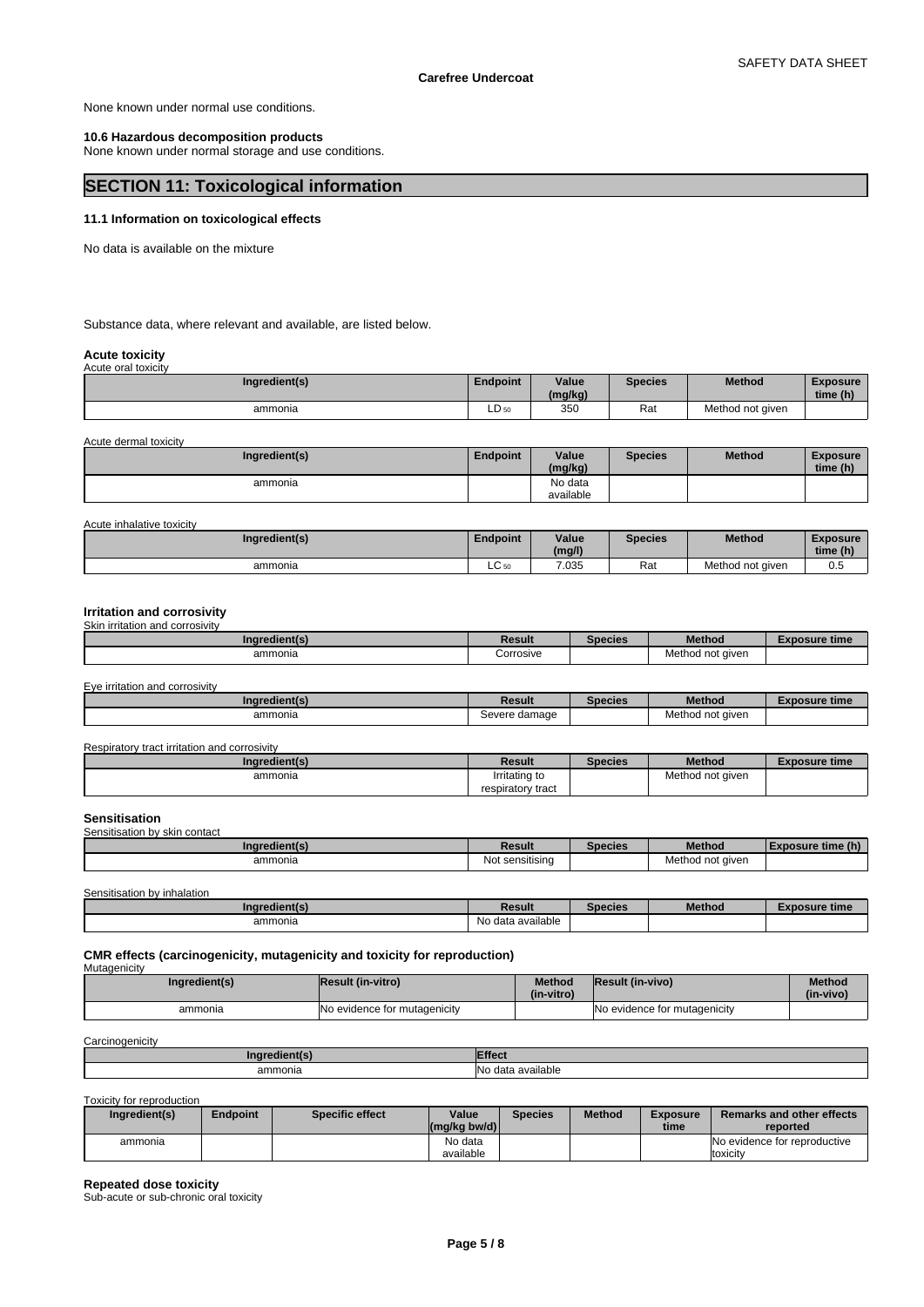None known under normal use conditions.

**10.6 Hazardous decomposition products**

None known under normal storage and use conditions.

## SECTION 11: Toxicological information

**11.1 Information on toxicological effects**

No data is available on the mixture

Substance data, where relevant and available, are listed below.

**Acute toxicity**

Acute oral toxicity

| Ingredient(s) | Endpoint | Value (mg/kg) | Species | Method | Exposure time (h) |
|---|---|---|---|---|---|
| ammonia | $LD_{50}$ | 350 | Rat | Method not given | |

Acute dermal toxicity

| Ingredient(s) | Endpoint | Value (mg/kg) | Species | Method | Exposure time (h) |
|---|---|---|---|---|---|
| ammonia | | No data available | | | |

Acute inhalative toxicity

| Ingredient(s) | Endpoint | Value (mg/l) | Species | Method | Exposure time (h) |
|---|---|---|---|---|---|
| ammonia | $LC_{50}$ | 7.035 | Rat | Method not given | 0.5 |

**Irritation and corrosivity**

Skin irritation and corrosivity

| Ingredient(s) | Result | Species | Method | Exposure time |
|---|---|---|---|---|
| ammonia | Corrosive | | Method not given | |

Eye irritation and corrosivity

| Ingredient(s) | Result | Species | Method | Exposure time |
|---|---|---|---|---|
| ammonia | Severe damage | | Method not given | |

Respiratory tract irritation and corrosivity

| Ingredient(s) | Result | Species | Method | Exposure time |
|---|---|---|---|---|
| ammonia | Irritating to respiratory tract | | Method not given | |

**Sensitisation**

Sensitisation by skin contact

| Ingredient(s) | Result | Species | Method | Exposure time (h) |
|---|---|---|---|---|
| ammonia | Not sensitising | | Method not given | |

Sensitisation by inhalation

| Ingredient(s) | Result | Species | Method | Exposure time |
|---|---|---|---|---|
| ammonia | No data available | | | |

**CMR effects (carcinogenicity, mutagenicity and toxicity for reproduction)**

Mutagenicity

| Ingredient(s) | Result (in-vitro) | Method (in-vitro) | Result (in-vivo) | Method (in-vivo) |
|---|---|---|---|---|
| ammonia | No evidence for mutagenicity | | No evidence for mutagenicity | |

Carcinogenicity

| Ingredient(s) | Effect |
|---|---|
| ammonia | No data available |

Toxicity for reproduction

| Ingredient(s) | Endpoint | Specific effect | Value (mg/kg bw/d) | Species | Method | Exposure time | Remarks and other effects reported |
|---|---|---|---|---|---|---|---|
| ammonia | | | No data available | | | | No evidence for reproductive toxicity |

**Repeated dose toxicity**

Sub-acute or sub-chronic oral toxicity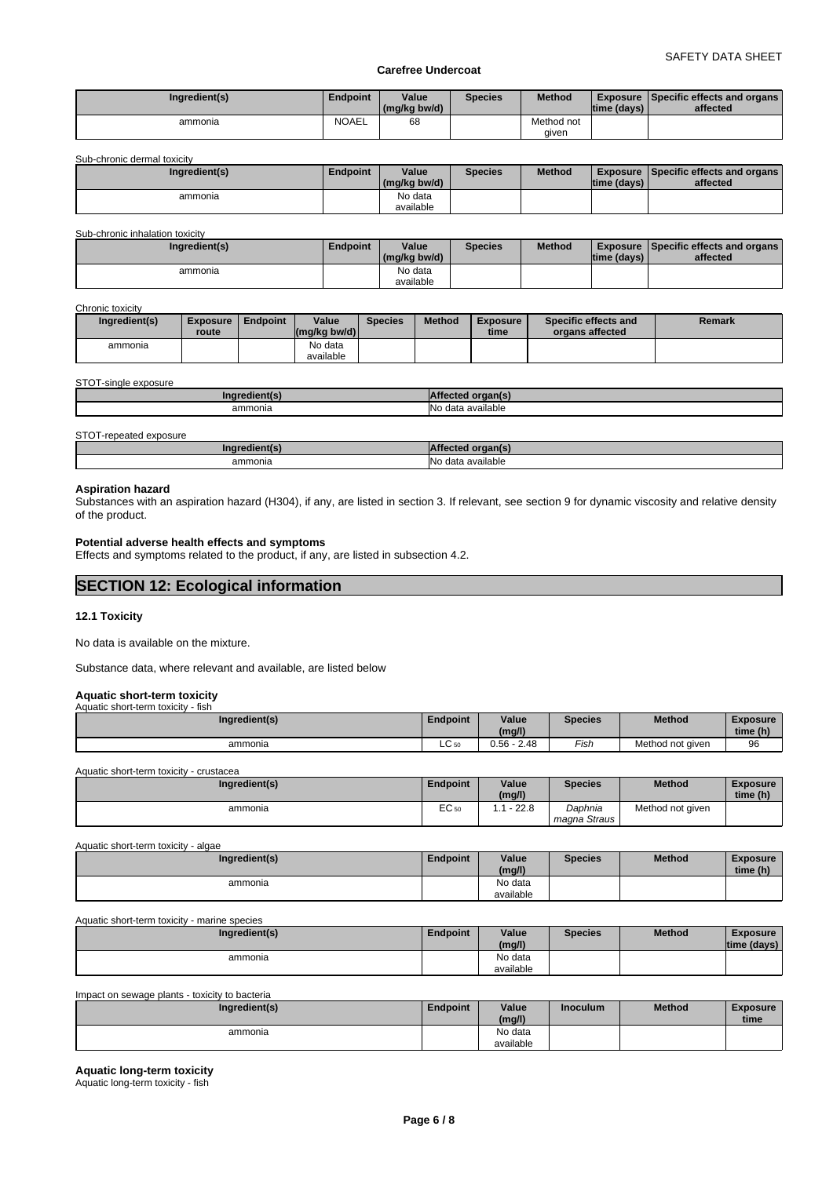| Ingredient(s) | Endpoint | Value (mg/kg bw/d) | Species | Method | Exposure time (days) | Specific effects and organs affected |
|---|---|---|---|---|---|---|
| ammonia | NOAEL | 68 | | Method not given | | |

Sub-chronic dermal toxicity

| Ingredient(s) | Endpoint | Value (mg/kg bw/d) | Species | Method | Exposure time (days) | Specific effects and organs affected |
|---|---|---|---|---|---|---|
| ammonia | | No data available | | | | |

Sub-chronic inhalation toxicity

| Ingredient(s) | Endpoint | Value (mg/kg bw/d) | Species | Method | Exposure time (days) | Specific effects and organs affected |
|---|---|---|---|---|---|---|
| ammonia | | No data available | | | | |

Chronic toxicity

| Ingredient(s) | Exposure route | Endpoint | Value (mg/kg bw/d) | Species | Method | Exposure time | Specific effects and organs affected | Remark |
|---|---|---|---|---|---|---|---|---|
| ammonia | | | No data available | | | | | |

STOT-single exposure

| Ingredient(s) | Affected organ(s) |
|---|---|
| ammonia | No data available |

STOT-repeated exposure

| Ingredient(s) | Affected organ(s) |
|---|---|
| ammonia | No data available |

**Aspiration hazard**

Substances with an aspiration hazard (H304), if any, are listed in section 3. If relevant, see section 9 for dynamic viscosity and relative density of the product.

**Potential adverse health effects and symptoms**

Effects and symptoms related to the product, if any, are listed in subsection 4.2.

## SECTION 12: Ecological information

### 12.1 Toxicity

No data is available on the mixture.

Substance data, where relevant and available, are listed below

**Aquatic short-term toxicity**

Aquatic short-term toxicity - fish

| Ingredient(s) | Endpoint | Value (mg/l) | Species | Method | Exposure time (h) |
|---|---|---|---|---|---|
| ammonia | $LC_{50}$ | 0.56 - 2.48 | *Fish* | Method not given | 96 |

Aquatic short-term toxicity - crustacea

| Ingredient(s) | Endpoint | Value (mg/l) | Species | Method | Exposure time (h) |
|---|---|---|---|---|---|
| ammonia | $EC_{50}$ | 1.1 - 22.8 | *Daphnia magna Straus* | Method not given | |

Aquatic short-term toxicity - algae

| Ingredient(s) | Endpoint | Value (mg/l) | Species | Method | Exposure time (h) |
|---|---|---|---|---|---|
| ammonia | | No data available | | | |

Aquatic short-term toxicity - marine species

| Ingredient(s) | Endpoint | Value (mg/l) | Species | Method | Exposure time (days) |
|---|---|---|---|---|---|
| ammonia | | No data available | | | |

Impact on sewage plants - toxicity to bacteria

| Ingredient(s) | Endpoint | Value (mg/l) | Inoculum | Method | Exposure time |
|---|---|---|---|---|---|
| ammonia | | No data available | | | |

**Aquatic long-term toxicity**

Aquatic long-term toxicity - fish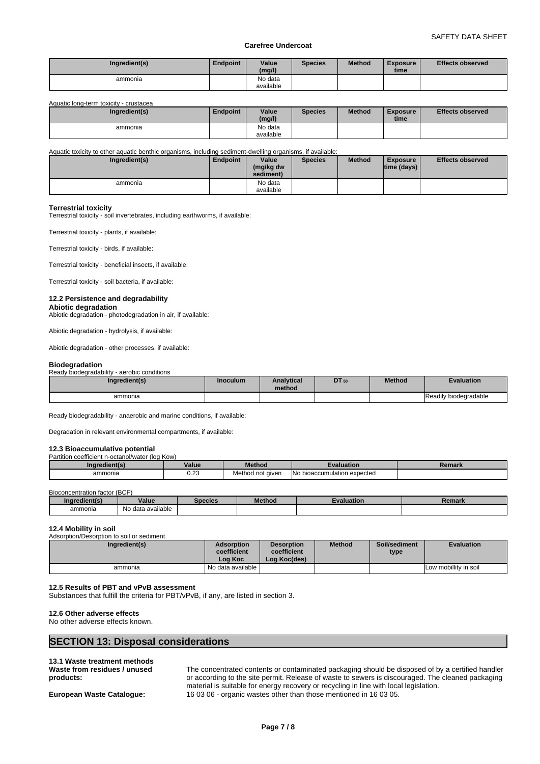| Ingredient(s) | Endpoint | Value (mg/l) | Species | Method | Exposure time | Effects observed |
|---|---|---|---|---|---|---|
| ammonia | | No data available | | | | |

Aquatic long-term toxicity - crustacea

| Ingredient(s) | Endpoint | Value (mg/l) | Species | Method | Exposure time | Effects observed |
|---|---|---|---|---|---|---|
| ammonia | | No data available | | | | |

Aquatic toxicity to other aquatic benthic organisms, including sediment-dwelling organisms, if available:

| Ingredient(s) | Endpoint | Value (mg/kg dw sediment) | Species | Method | Exposure time (days) | Effects observed |
|---|---|---|---|---|---|---|
| ammonia | | No data available | | | | |

**Terrestrial toxicity**

Terrestrial toxicity - soil invertebrates, including earthworms, if available:

Terrestrial toxicity - plants, if available:

Terrestrial toxicity - birds, if available:

Terrestrial toxicity - beneficial insects, if available:

Terrestrial toxicity - soil bacteria, if available:

### 12.2 Persistence and degradability

**Abiotic degradation**

Abiotic degradation - photodegradation in air, if available:

Abiotic degradation - hydrolysis, if available:

Abiotic degradation - other processes, if available:

**Biodegradation**

Ready biodegradability - aerobic conditions

| Ingredient(s) | Inoculum | Analytical method | $DT_{50}$ | Method | Evaluation |
|---|---|---|---|---|---|
| ammonia | | | | | Readily biodegradable |

Ready biodegradability - anaerobic and marine conditions, if available:

Degradation in relevant environmental compartments, if available:

### 12.3 Bioaccumulative potential

Partition coefficient n-octanol/water (log Kow)

| Ingredient(s) | Value | Method | Evaluation | Remark |
|---|---|---|---|---|
| ammonia | 0.23 | Method not given | No bioaccumulation expected | |

Bioconcentration factor (BCF)

| Ingredient(s) | Value | Species | Method | Evaluation | Remark |
|---|---|---|---|---|---|
| ammonia | No data available | | | | |

### 12.4 Mobility in soil

Adsorption/Desorption to soil or sediment

| Ingredient(s) | Adsorption coefficient Log Koc | Desorption coefficient Log Koc(des) | Method | Soil/sediment type | Evaluation |
|---|---|---|---|---|---|
| ammonia | No data available | | | | Low mobillity in soil |

### 12.5 Results of PBT and vPvB assessment

Substances that fulfill the criteria for PBT/vPvB, if any, are listed in section 3.

### 12.6 Other adverse effects

No other adverse effects known.

## SECTION 13: Disposal considerations

### 13.1 Waste treatment methods

**Waste from residues / unused products:** The concentrated contents or contaminated packaging should be disposed of by a certified handler or according to the site permit. Release of waste to sewers is discouraged. The cleaned packaging material is suitable for energy recovery or recycling in line with local legislation.

**European Waste Catalogue:** 16 03 06 - organic wastes other than those mentioned in 16 03 05.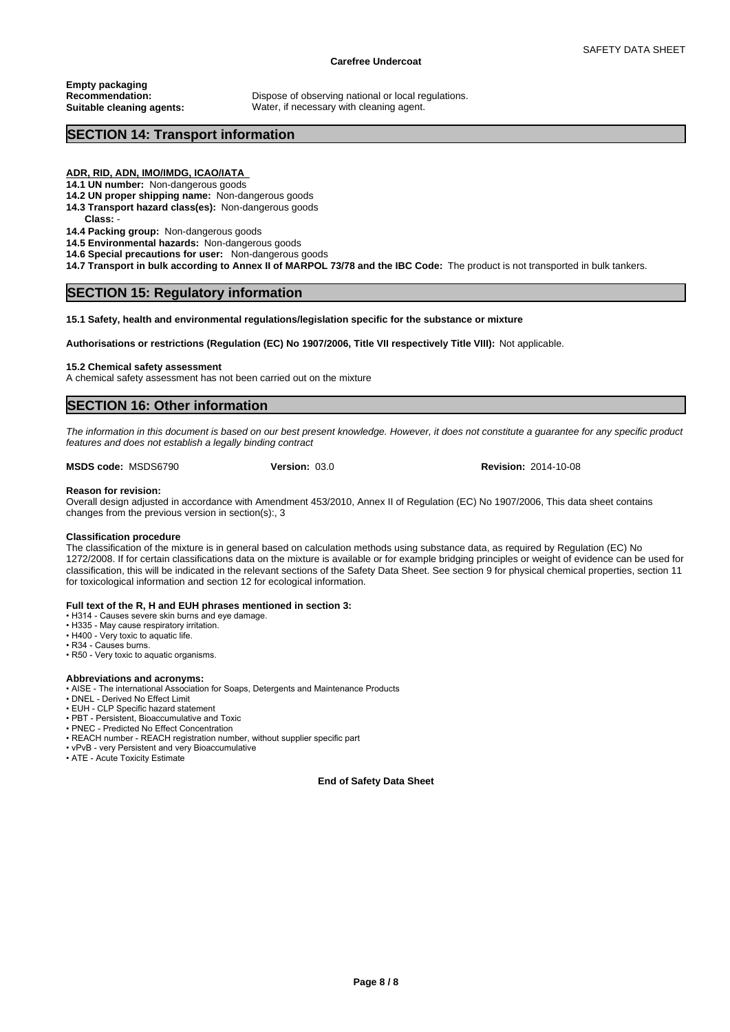**Empty packaging**
**Recommendation:** Dispose of observing national or local regulations.
**Suitable cleaning agents:** Water, if necessary with cleaning agent.

## SECTION 14: Transport information

**ADR, RID, ADN, IMO/IMDG, ICAO/IATA**

**14.1 UN number:** Non-dangerous goods
**14.2 UN proper shipping name:** Non-dangerous goods
**14.3 Transport hazard class(es):** Non-dangerous goods
**Class:** -
**14.4 Packing group:** Non-dangerous goods
**14.5 Environmental hazards:** Non-dangerous goods
**14.6 Special precautions for user:** Non-dangerous goods
**14.7 Transport in bulk according to Annex II of MARPOL 73/78 and the IBC Code:** The product is not transported in bulk tankers.

## SECTION 15: Regulatory information

**15.1 Safety, health and environmental regulations/legislation specific for the substance or mixture**

**Authorisations or restrictions (Regulation (EC) No 1907/2006, Title VII respectively Title VIII):** Not applicable.

**15.2 Chemical safety assessment**
A chemical safety assessment has not been carried out on the mixture

## SECTION 16: Other information

*The information in this document is based on our best present knowledge. However, it does not constitute a guarantee for any specific product features and does not establish a legally binding contract*

**MSDS code:** MSDS6790 **Version:** 03.0 **Revision:** 2014-10-08

**Reason for revision:**
Overall design adjusted in accordance with Amendment 453/2010, Annex II of Regulation (EC) No 1907/2006, This data sheet contains changes from the previous version in section(s):, 3

**Classification procedure**
The classification of the mixture is in general based on calculation methods using substance data, as required by Regulation (EC) No 1272/2008. If for certain classifications data on the mixture is available or for example bridging principles or weight of evidence can be used for classification, this will be indicated in the relevant sections of the Safety Data Sheet. See section 9 for physical chemical properties, section 11 for toxicological information and section 12 for ecological information.

**Full text of the R, H and EUH phrases mentioned in section 3:**
- H314 - Causes severe skin burns and eye damage.
- H335 - May cause respiratory irritation.
- H400 - Very toxic to aquatic life.
- R34 - Causes burns.
- R50 - Very toxic to aquatic organisms.

**Abbreviations and acronyms:**
- AISE - The international Association for Soaps, Detergents and Maintenance Products
- DNEL - Derived No Effect Limit
- EUH - CLP Specific hazard statement
- PBT - Persistent, Bioaccumulative and Toxic
- PNEC - Predicted No Effect Concentration
- REACH number - REACH registration number, without supplier specific part
- vPvB - very Persistent and very Bioaccumulative
- ATE - Acute Toxicity Estimate

**End of Safety Data Sheet**